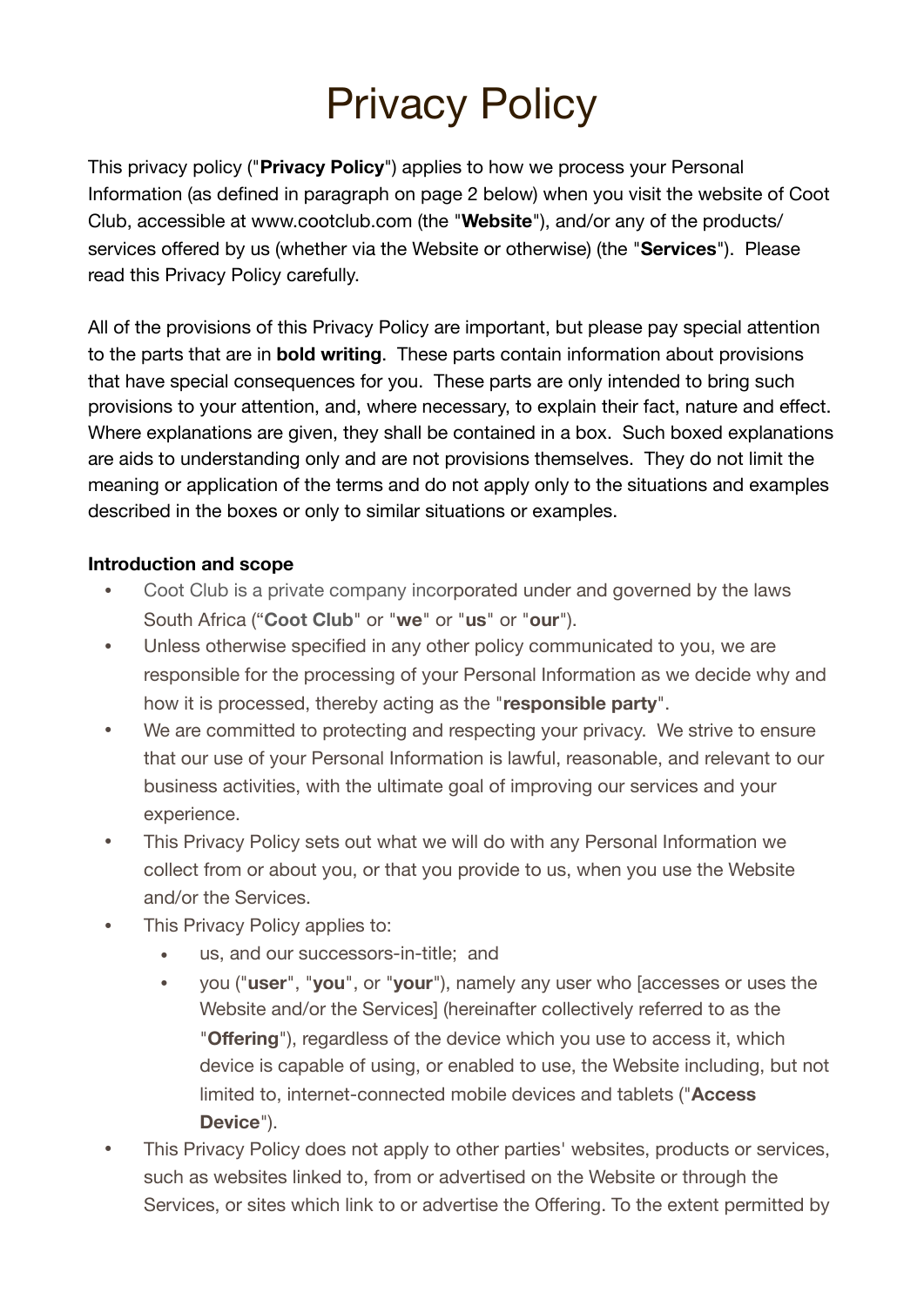# Privacy Policy

This privacy policy ("**Privacy Policy**") applies to how we process your Personal Information (as defined in paragraph on page 2 below) when you visit the website of Coot Club, accessible at www.cootclub.com (the "**Website**"), and/or any of the products/ services offered by us (whether via the Website or otherwise) (the "**Services**"). Please read this Privacy Policy carefully.

All of the provisions of this Privacy Policy are important, but please pay special attention to the parts that are in **bold writing**. These parts contain information about provisions that have special consequences for you. These parts are only intended to bring such provisions to your attention, and, where necessary, to explain their fact, nature and effect. Where explanations are given, they shall be contained in a box. Such boxed explanations are aids to understanding only and are not provisions themselves. They do not limit the meaning or application of the terms and do not apply only to the situations and examples described in the boxes or only to similar situations or examples.

**Introduction and scope**

- Coot Club is a private company incorporated under and governed by the laws South Africa ("**Coot Club**" or "**we**" or "**us**" or "**our**").
- Unless otherwise specified in any other policy communicated to you, we are responsible for the processing of your Personal Information as we decide why and how it is processed, thereby acting as the "**responsible party**".
- We are committed to protecting and respecting your privacy. We strive to ensure that our use of your Personal Information is lawful, reasonable, and relevant to our business activities, with the ultimate goal of improving our services and your experience.
- This Privacy Policy sets out what we will do with any Personal Information we collect from or about you, or that you provide to us, when you use the Website and/or the Services.
- This Privacy Policy applies to:
    - us, and our successors-in-title; and
    - you ("**user**", "**you**", or "**your**"), namely any user who [accesses or uses the Website and/or the Services] (hereinafter collectively referred to as the "**Offering**"), regardless of the device which you use to access it, which device is capable of using, or enabled to use, the Website including, but not limited to, internet-connected mobile devices and tablets ("**Access Device**").
- This Privacy Policy does not apply to other parties' websites, products or services, such as websites linked to, from or advertised on the Website or through the Services, or sites which link to or advertise the Offering. To the extent permitted by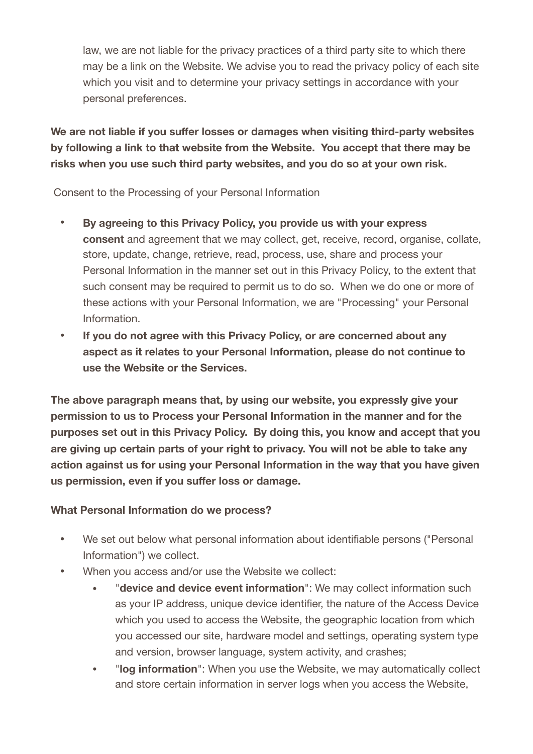law, we are not liable for the privacy practices of a third party site to which there may be a link on the Website. We advise you to read the privacy policy of each site which you visit and to determine your privacy settings in accordance with your personal preferences.

**We are not liable if you suffer losses or damages when visiting third-party websites by following a link to that website from the Website. You accept that there may be risks when you use such third party websites, and you do so at your own risk.**

Consent to the Processing of your Personal Information

- **By agreeing to this Privacy Policy, you provide us with your express consent** and agreement that we may collect, get, receive, record, organise, collate, store, update, change, retrieve, read, process, use, share and process your Personal Information in the manner set out in this Privacy Policy, to the extent that such consent may be required to permit us to do so. When we do one or more of these actions with your Personal Information, we are "Processing" your Personal Information.
- **If you do not agree with this Privacy Policy, or are concerned about any aspect as it relates to your Personal Information, please do not continue to use the Website or the Services.**

**The above paragraph means that, by using our website, you expressly give your permission to us to Process your Personal Information in the manner and for the purposes set out in this Privacy Policy. By doing this, you know and accept that you are giving up certain parts of your right to privacy. You will not be able to take any action against us for using your Personal Information in the way that you have given us permission, even if you suffer loss or damage.**

**What Personal Information do we process?**

- We set out below what personal information about identifiable persons ("Personal Information") we collect.
- When you access and/or use the Website we collect:
  - "**device and device event information**": We may collect information such as your IP address, unique device identifier, the nature of the Access Device which you used to access the Website, the geographic location from which you accessed our site, hardware model and settings, operating system type and version, browser language, system activity, and crashes;
  - "**log information**": When you use the Website, we may automatically collect and store certain information in server logs when you access the Website,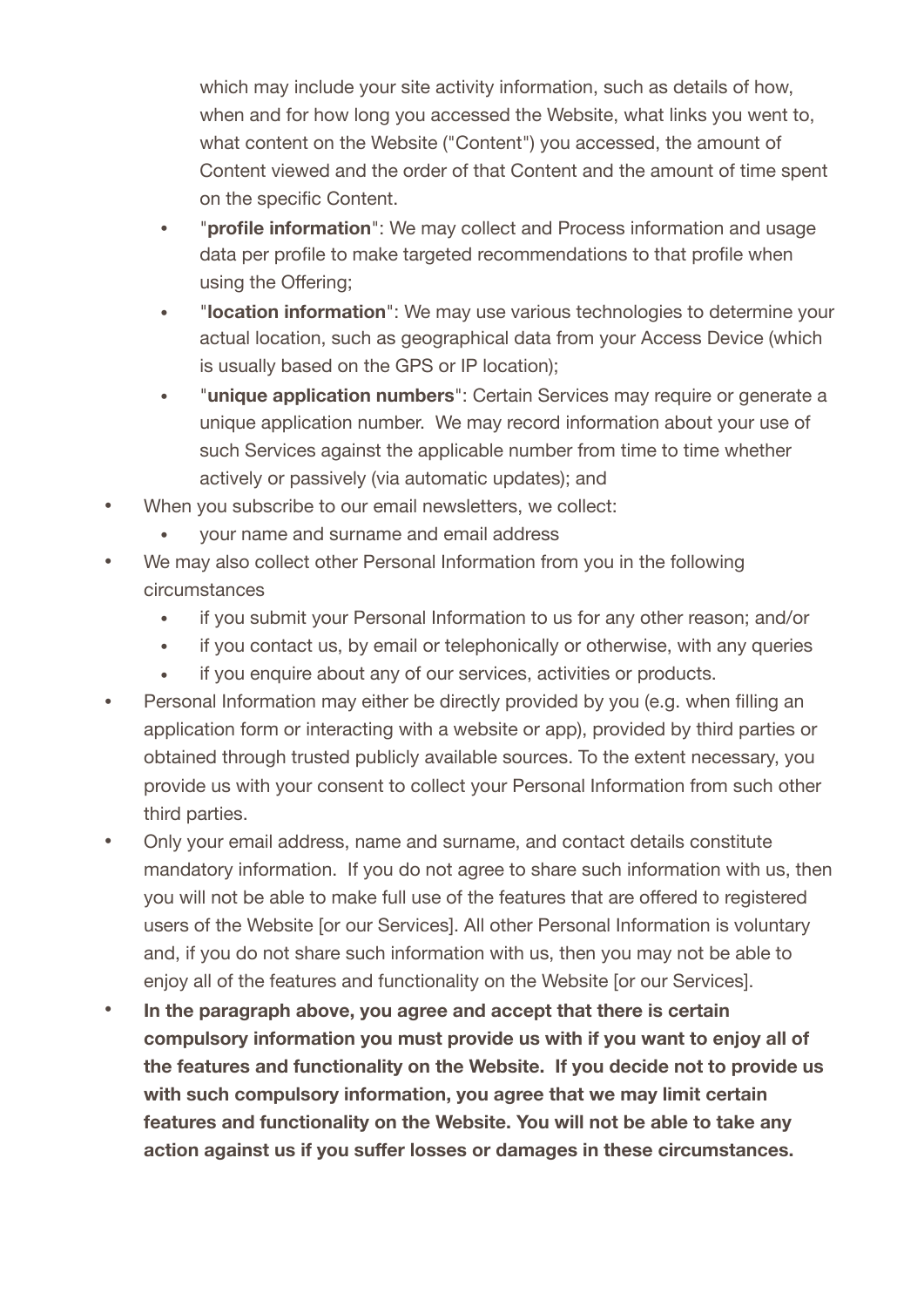which may include your site activity information, such as details of how, when and for how long you accessed the Website, what links you went to, what content on the Website ("Content") you accessed, the amount of Content viewed and the order of that Content and the amount of time spent on the specific Content.
  - "**profile information**": We may collect and Process information and usage data per profile to make targeted recommendations to that profile when using the Offering;
  - "**location information**": We may use various technologies to determine your actual location, such as geographical data from your Access Device (which is usually based on the GPS or IP location);
  - "**unique application numbers**": Certain Services may require or generate a unique application number. We may record information about your use of such Services against the applicable number from time to time whether actively or passively (via automatic updates); and
- When you subscribe to our email newsletters, we collect:
  - your name and surname and email address
- We may also collect other Personal Information from you in the following circumstances
  - if you submit your Personal Information to us for any other reason; and/or
  - if you contact us, by email or telephonically or otherwise, with any queries
  - if you enquire about any of our services, activities or products.
- Personal Information may either be directly provided by you (e.g. when filling an application form or interacting with a website or app), provided by third parties or obtained through trusted publicly available sources. To the extent necessary, you provide us with your consent to collect your Personal Information from such other third parties.
- Only your email address, name and surname, and contact details constitute mandatory information. If you do not agree to share such information with us, then you will not be able to make full use of the features that are offered to registered users of the Website [or our Services]. All other Personal Information is voluntary and, if you do not share such information with us, then you may not be able to enjoy all of the features and functionality on the Website [or our Services].
- **In the paragraph above, you agree and accept that there is certain compulsory information you must provide us with if you want to enjoy all of the features and functionality on the Website. If you decide not to provide us with such compulsory information, you agree that we may limit certain features and functionality on the Website. You will not be able to take any action against us if you suffer losses or damages in these circumstances.**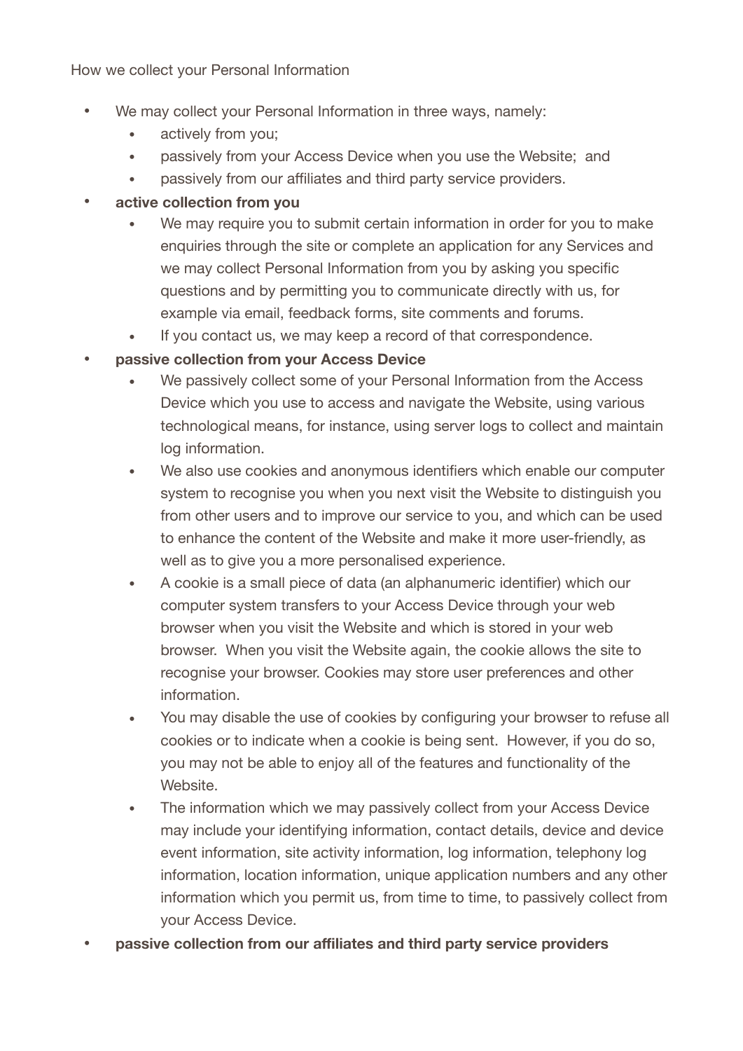How we collect your Personal Information

- We may collect your Personal Information in three ways, namely:
    - actively from you;
    - passively from your Access Device when you use the Website; and
    - passively from our affiliates and third party service providers.
- **active collection from you**
    - We may require you to submit certain information in order for you to make enquiries through the site or complete an application for any Services and we may collect Personal Information from you by asking you specific questions and by permitting you to communicate directly with us, for example via email, feedback forms, site comments and forums.
    - If you contact us, we may keep a record of that correspondence.
- **passive collection from your Access Device**
    - We passively collect some of your Personal Information from the Access Device which you use to access and navigate the Website, using various technological means, for instance, using server logs to collect and maintain log information.
    - We also use cookies and anonymous identifiers which enable our computer system to recognise you when you next visit the Website to distinguish you from other users and to improve our service to you, and which can be used to enhance the content of the Website and make it more user-friendly, as well as to give you a more personalised experience.
    - A cookie is a small piece of data (an alphanumeric identifier) which our computer system transfers to your Access Device through your web browser when you visit the Website and which is stored in your web browser. When you visit the Website again, the cookie allows the site to recognise your browser. Cookies may store user preferences and other information.
    - You may disable the use of cookies by configuring your browser to refuse all cookies or to indicate when a cookie is being sent. However, if you do so, you may not be able to enjoy all of the features and functionality of the Website.
    - The information which we may passively collect from your Access Device may include your identifying information, contact details, device and device event information, site activity information, log information, telephony log information, location information, unique application numbers and any other information which you permit us, from time to time, to passively collect from your Access Device.
- **passive collection from our affiliates and third party service providers**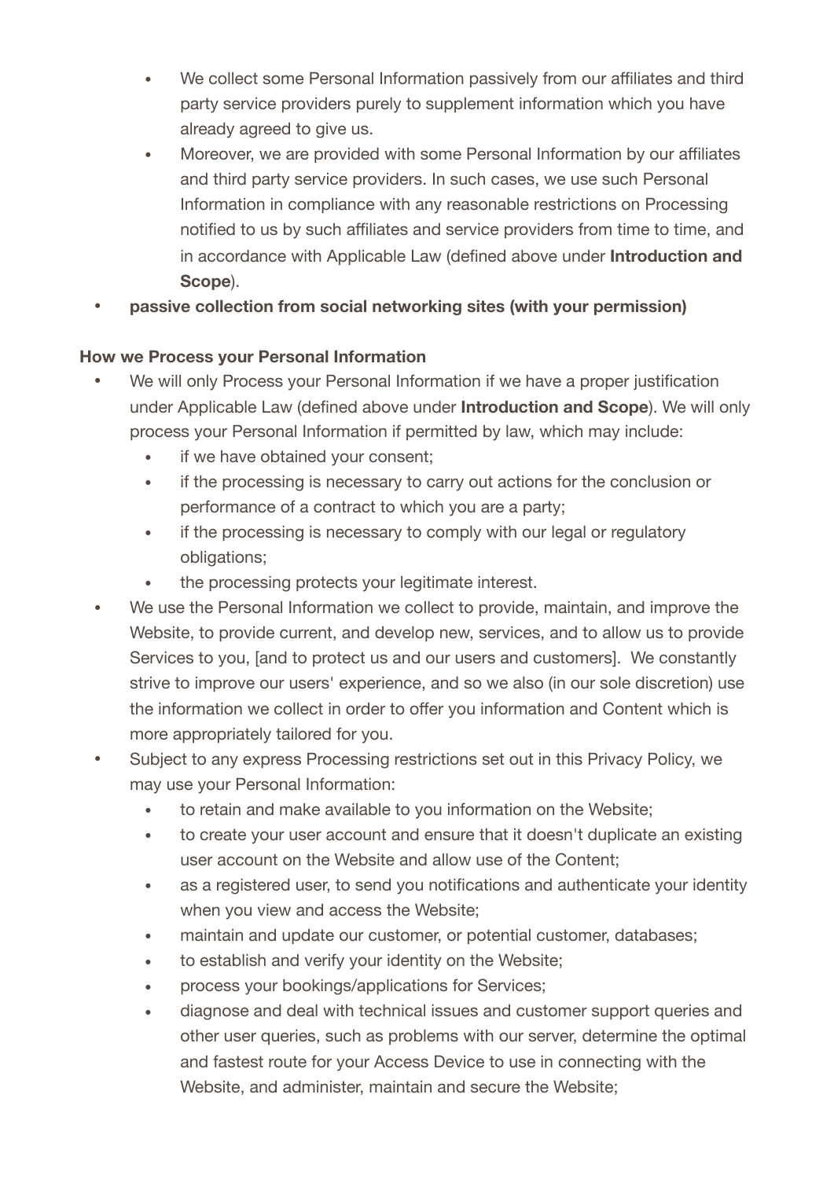- We collect some Personal Information passively from our affiliates and third party service providers purely to supplement information which you have already agreed to give us.
- Moreover, we are provided with some Personal Information by our affiliates and third party service providers. In such cases, we use such Personal Information in compliance with any reasonable restrictions on Processing notified to us by such affiliates and service providers from time to time, and in accordance with Applicable Law (defined above under **Introduction and Scope**).

- **passive collection from social networking sites (with your permission)**

**How we Process your Personal Information**

- We will only Process your Personal Information if we have a proper justification under Applicable Law (defined above under **Introduction and Scope**). We will only process your Personal Information if permitted by law, which may include:
  - if we have obtained your consent;
  - if the processing is necessary to carry out actions for the conclusion or performance of a contract to which you are a party;
  - if the processing is necessary to comply with our legal or regulatory obligations;
  - the processing protects your legitimate interest.
- We use the Personal Information we collect to provide, maintain, and improve the Website, to provide current, and develop new, services, and to allow us to provide Services to you, [and to protect us and our users and customers]. We constantly strive to improve our users' experience, and so we also (in our sole discretion) use the information we collect in order to offer you information and Content which is more appropriately tailored for you.
- Subject to any express Processing restrictions set out in this Privacy Policy, we may use your Personal Information:
  - to retain and make available to you information on the Website;
  - to create your user account and ensure that it doesn't duplicate an existing user account on the Website and allow use of the Content;
  - as a registered user, to send you notifications and authenticate your identity when you view and access the Website;
  - maintain and update our customer, or potential customer, databases;
  - to establish and verify your identity on the Website;
  - process your bookings/applications for Services;
  - diagnose and deal with technical issues and customer support queries and other user queries, such as problems with our server, determine the optimal and fastest route for your Access Device to use in connecting with the Website, and administer, maintain and secure the Website;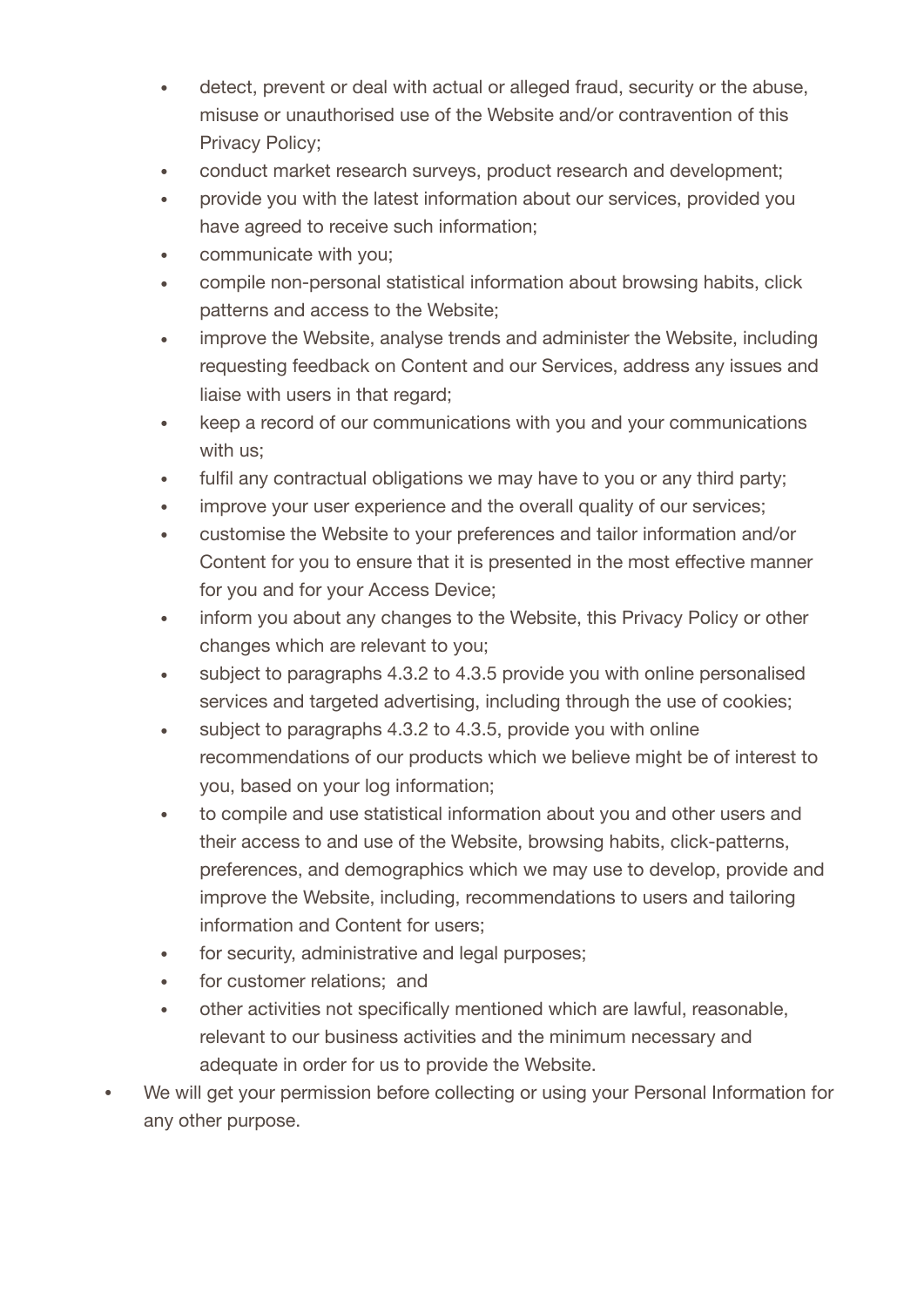- detect, prevent or deal with actual or alleged fraud, security or the abuse, misuse or unauthorised use of the Website and/or contravention of this Privacy Policy;
  - conduct market research surveys, product research and development;
  - provide you with the latest information about our services, provided you have agreed to receive such information;
  - communicate with you;
  - compile non-personal statistical information about browsing habits, click patterns and access to the Website;
  - improve the Website, analyse trends and administer the Website, including requesting feedback on Content and our Services, address any issues and liaise with users in that regard;
  - keep a record of our communications with you and your communications with us;
  - fulfil any contractual obligations we may have to you or any third party;
  - improve your user experience and the overall quality of our services;
  - customise the Website to your preferences and tailor information and/or Content for you to ensure that it is presented in the most effective manner for you and for your Access Device;
  - inform you about any changes to the Website, this Privacy Policy or other changes which are relevant to you;
  - subject to paragraphs 4.3.2 to 4.3.5 provide you with online personalised services and targeted advertising, including through the use of cookies;
  - subject to paragraphs 4.3.2 to 4.3.5, provide you with online recommendations of our products which we believe might be of interest to you, based on your log information;
  - to compile and use statistical information about you and other users and their access to and use of the Website, browsing habits, click-patterns, preferences, and demographics which we may use to develop, provide and improve the Website, including, recommendations to users and tailoring information and Content for users;
  - for security, administrative and legal purposes;
  - for customer relations; and
  - other activities not specifically mentioned which are lawful, reasonable, relevant to our business activities and the minimum necessary and adequate in order for us to provide the Website.
- We will get your permission before collecting or using your Personal Information for any other purpose.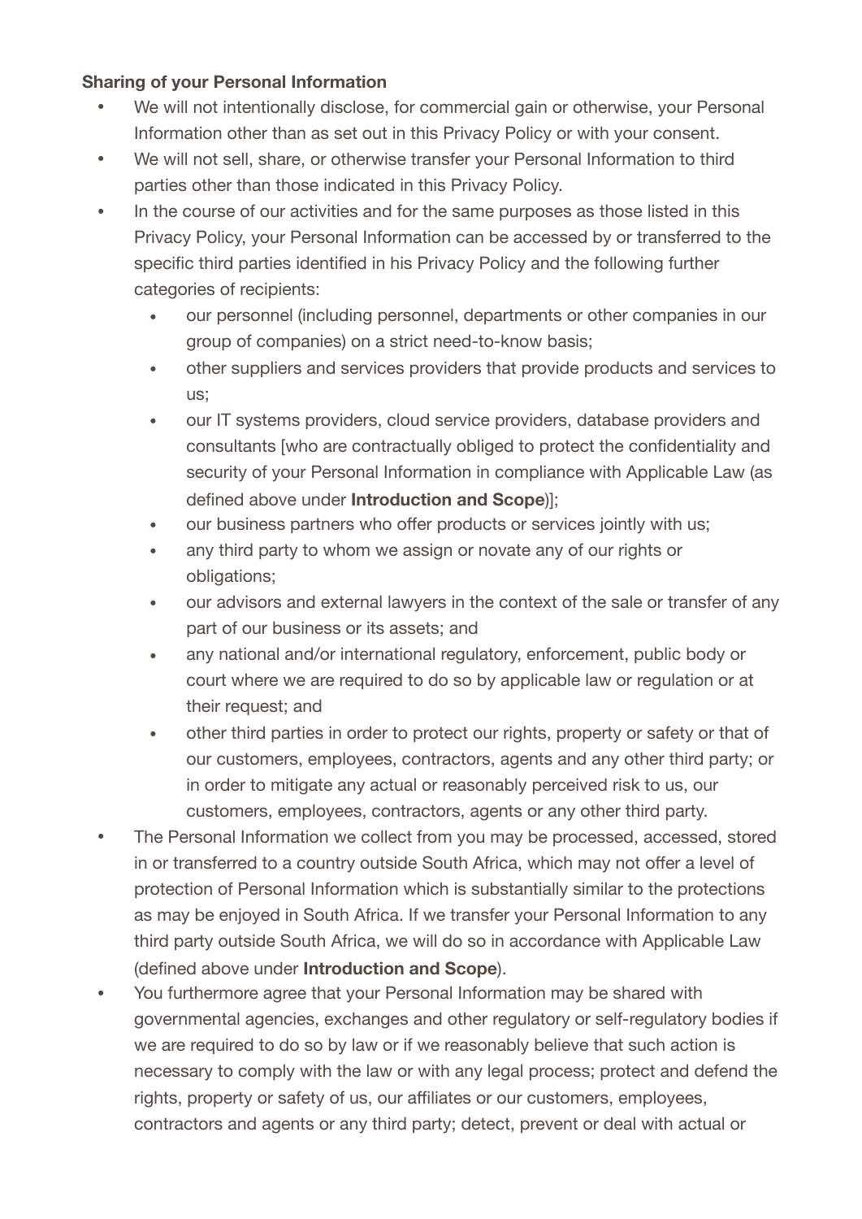**Sharing of your Personal Information**

- We will not intentionally disclose, for commercial gain or otherwise, your Personal Information other than as set out in this Privacy Policy or with your consent.
- We will not sell, share, or otherwise transfer your Personal Information to third parties other than those indicated in this Privacy Policy.
- In the course of our activities and for the same purposes as those listed in this Privacy Policy, your Personal Information can be accessed by or transferred to the specific third parties identified in his Privacy Policy and the following further categories of recipients:
    - our personnel (including personnel, departments or other companies in our group of companies) on a strict need-to-know basis;
    - other suppliers and services providers that provide products and services to us;
    - our IT systems providers, cloud service providers, database providers and consultants [who are contractually obliged to protect the confidentiality and security of your Personal Information in compliance with Applicable Law (as defined above under **Introduction and Scope**)];
    - our business partners who offer products or services jointly with us;
    - any third party to whom we assign or novate any of our rights or obligations;
    - our advisors and external lawyers in the context of the sale or transfer of any part of our business or its assets; and
    - any national and/or international regulatory, enforcement, public body or court where we are required to do so by applicable law or regulation or at their request; and
    - other third parties in order to protect our rights, property or safety or that of our customers, employees, contractors, agents and any other third party; or in order to mitigate any actual or reasonably perceived risk to us, our customers, employees, contractors, agents or any other third party.
- The Personal Information we collect from you may be processed, accessed, stored in or transferred to a country outside South Africa, which may not offer a level of protection of Personal Information which is substantially similar to the protections as may be enjoyed in South Africa. If we transfer your Personal Information to any third party outside South Africa, we will do so in accordance with Applicable Law (defined above under **Introduction and Scope**).
- You furthermore agree that your Personal Information may be shared with governmental agencies, exchanges and other regulatory or self-regulatory bodies if we are required to do so by law or if we reasonably believe that such action is necessary to comply with the law or with any legal process; protect and defend the rights, property or safety of us, our affiliates or our customers, employees, contractors and agents or any third party; detect, prevent or deal with actual or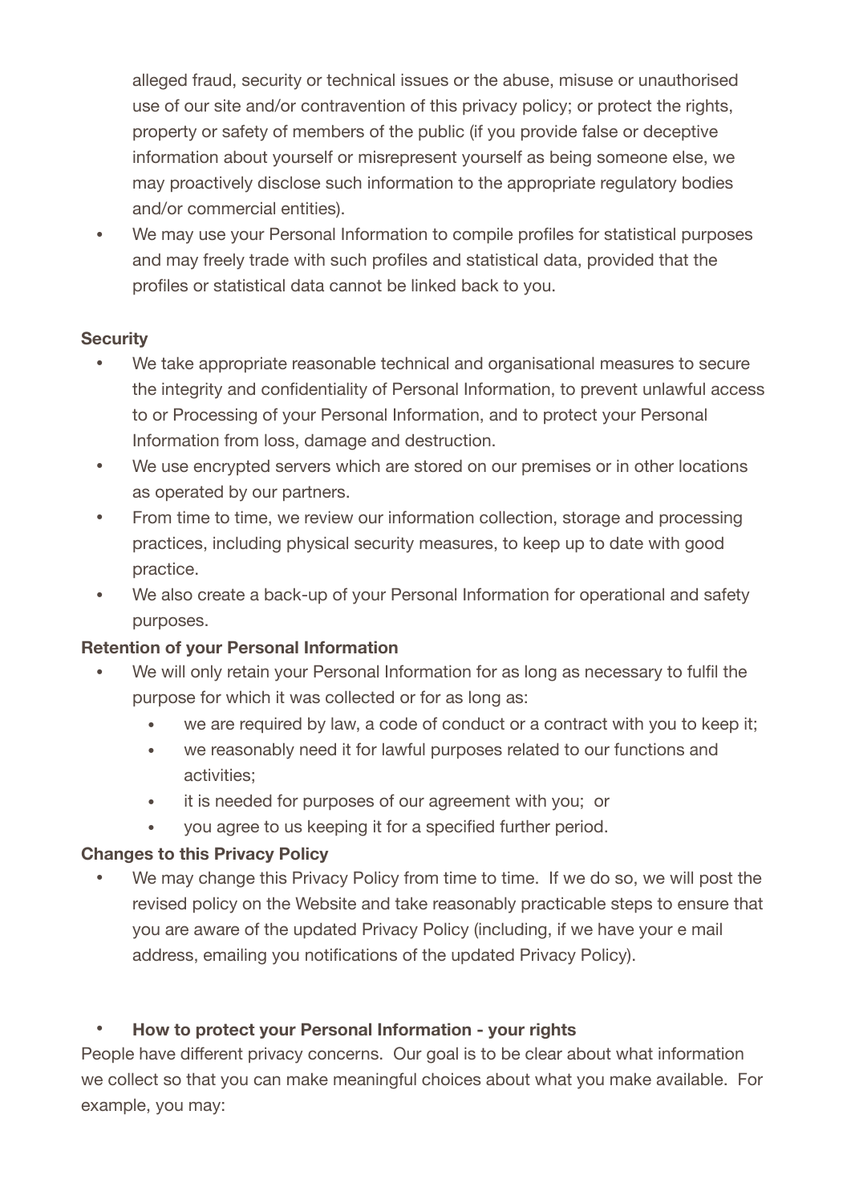alleged fraud, security or technical issues or the abuse, misuse or unauthorised use of our site and/or contravention of this privacy policy; or protect the rights, property or safety of members of the public (if you provide false or deceptive information about yourself or misrepresent yourself as being someone else, we may proactively disclose such information to the appropriate regulatory bodies and/or commercial entities).

- We may use your Personal Information to compile profiles for statistical purposes and may freely trade with such profiles and statistical data, provided that the profiles or statistical data cannot be linked back to you.

**Security**

- We take appropriate reasonable technical and organisational measures to secure the integrity and confidentiality of Personal Information, to prevent unlawful access to or Processing of your Personal Information, and to protect your Personal Information from loss, damage and destruction.
- We use encrypted servers which are stored on our premises or in other locations as operated by our partners.
- From time to time, we review our information collection, storage and processing practices, including physical security measures, to keep up to date with good practice.
- We also create a back-up of your Personal Information for operational and safety purposes.

**Retention of your Personal Information**

- We will only retain your Personal Information for as long as necessary to fulfil the purpose for which it was collected or for as long as:
    - we are required by law, a code of conduct or a contract with you to keep it;
    - we reasonably need it for lawful purposes related to our functions and activities;
    - it is needed for purposes of our agreement with you; or
    - you agree to us keeping it for a specified further period.

**Changes to this Privacy Policy**

- We may change this Privacy Policy from time to time. If we do so, we will post the revised policy on the Website and take reasonably practicable steps to ensure that you are aware of the updated Privacy Policy (including, if we have your e mail address, emailing you notifications of the updated Privacy Policy).

- **How to protect your Personal Information - your rights**

People have different privacy concerns. Our goal is to be clear about what information we collect so that you can make meaningful choices about what you make available. For example, you may: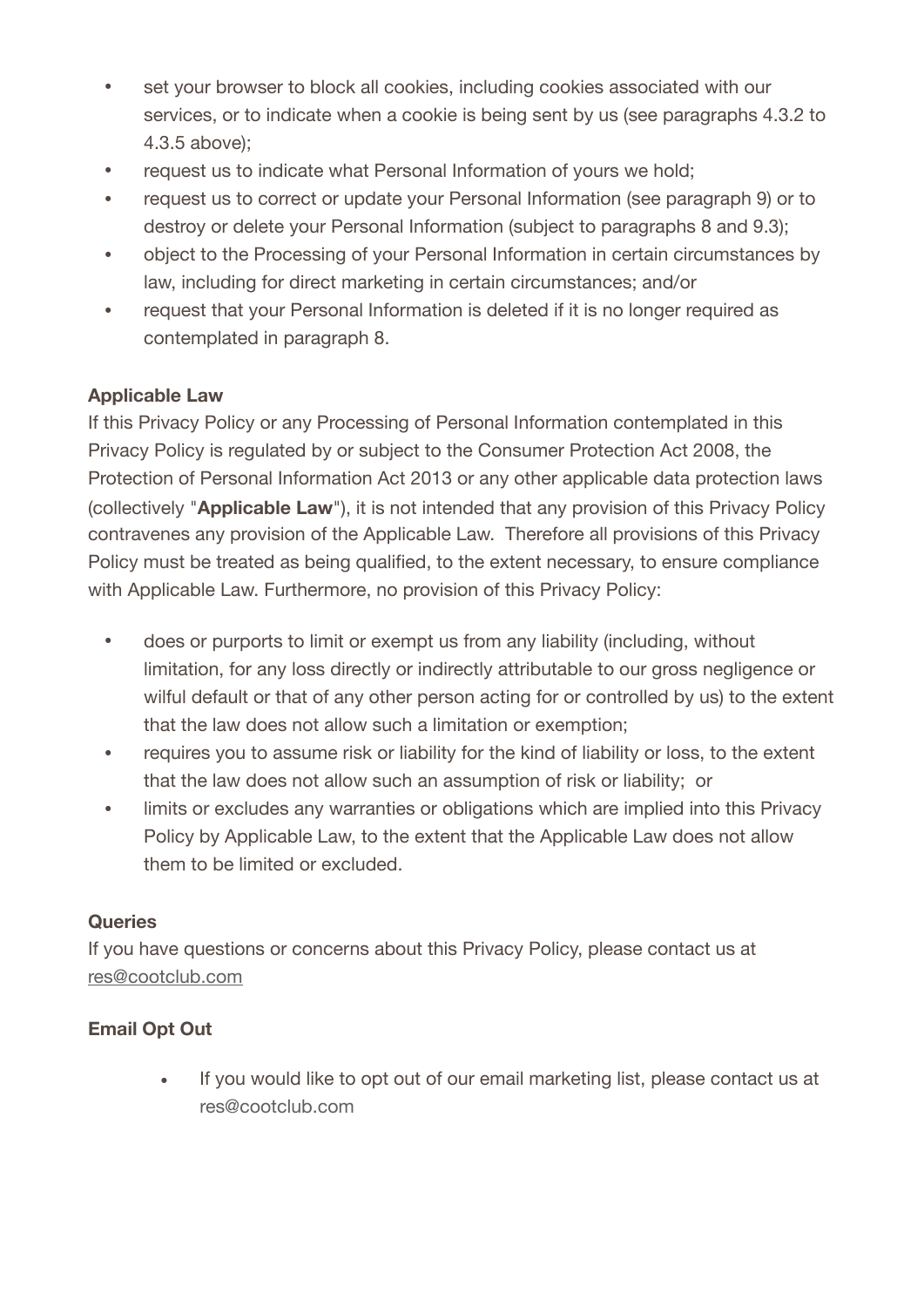- set your browser to block all cookies, including cookies associated with our services, or to indicate when a cookie is being sent by us (see paragraphs 4.3.2 to 4.3.5 above);
- request us to indicate what Personal Information of yours we hold;
- request us to correct or update your Personal Information (see paragraph 9) or to destroy or delete your Personal Information (subject to paragraphs 8 and 9.3);
- object to the Processing of your Personal Information in certain circumstances by law, including for direct marketing in certain circumstances; and/or
- request that your Personal Information is deleted if it is no longer required as contemplated in paragraph 8.

**Applicable Law**

If this Privacy Policy or any Processing of Personal Information contemplated in this Privacy Policy is regulated by or subject to the Consumer Protection Act 2008, the Protection of Personal Information Act 2013 or any other applicable data protection laws (collectively "**Applicable Law**"), it is not intended that any provision of this Privacy Policy contravenes any provision of the Applicable Law. Therefore all provisions of this Privacy Policy must be treated as being qualified, to the extent necessary, to ensure compliance with Applicable Law. Furthermore, no provision of this Privacy Policy:

- does or purports to limit or exempt us from any liability (including, without limitation, for any loss directly or indirectly attributable to our gross negligence or wilful default or that of any other person acting for or controlled by us) to the extent that the law does not allow such a limitation or exemption;
- requires you to assume risk or liability for the kind of liability or loss, to the extent that the law does not allow such an assumption of risk or liability; or
- limits or excludes any warranties or obligations which are implied into this Privacy Policy by Applicable Law, to the extent that the Applicable Law does not allow them to be limited or excluded.

**Queries**

If you have questions or concerns about this Privacy Policy, please contact us at res@cootclub.com

**Email Opt Out**

- If you would like to opt out of our email marketing list, please contact us at res@cootclub.com